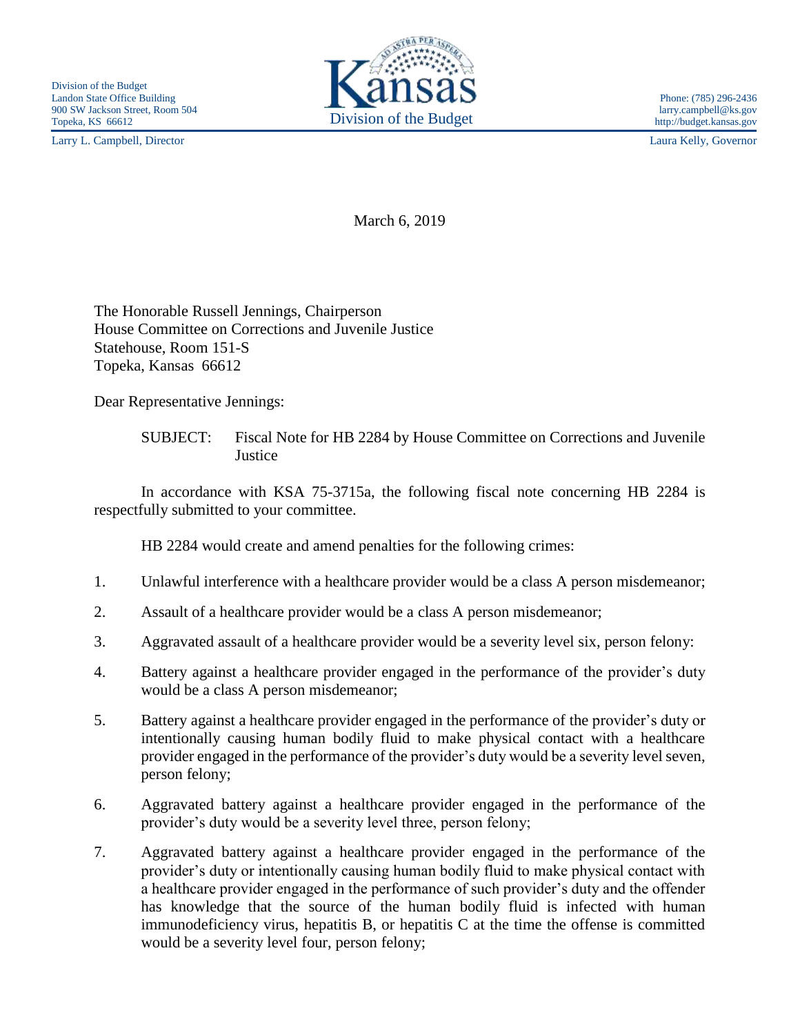Division of the Budget
Landon State Office Building
900 SW Jackson Street, Room 504
Topeka, KS 66612

Phone: (785) 296-2436
larry.campbell@ks.gov
http://budget.kansas.gov

Kansas
Division of the Budget

Larry L. Campbell, Director

Laura Kelly, Governor

March 6, 2019

The Honorable Russell Jennings, Chairperson
House Committee on Corrections and Juvenile Justice
Statehouse, Room 151-S
Topeka, Kansas 66612

Dear Representative Jennings:

SUBJECT: Fiscal Note for HB 2284 by House Committee on Corrections and Juvenile Justice

In accordance with KSA 75-3715a, the following fiscal note concerning HB 2284 is respectfully submitted to your committee.

HB 2284 would create and amend penalties for the following crimes:

1. Unlawful interference with a healthcare provider would be a class A person misdemeanor;
2. Assault of a healthcare provider would be a class A person misdemeanor;
3. Aggravated assault of a healthcare provider would be a severity level six, person felony:
4. Battery against a healthcare provider engaged in the performance of the provider's duty would be a class A person misdemeanor;
5. Battery against a healthcare provider engaged in the performance of the provider's duty or intentionally causing human bodily fluid to make physical contact with a healthcare provider engaged in the performance of the provider's duty would be a severity level seven, person felony;
6. Aggravated battery against a healthcare provider engaged in the performance of the provider's duty would be a severity level three, person felony;
7. Aggravated battery against a healthcare provider engaged in the performance of the provider's duty or intentionally causing human bodily fluid to make physical contact with a healthcare provider engaged in the performance of such provider's duty and the offender has knowledge that the source of the human bodily fluid is infected with human immunodeficiency virus, hepatitis B, or hepatitis C at the time the offense is committed would be a severity level four, person felony;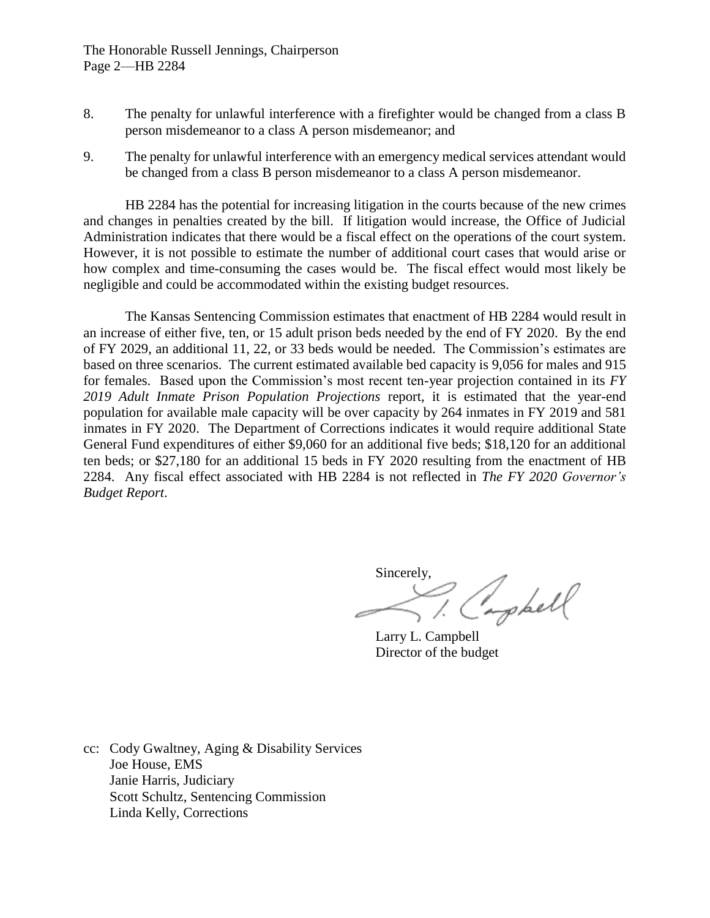8. The penalty for unlawful interference with a firefighter would be changed from a class B person misdemeanor to a class A person misdemeanor; and

9. The penalty for unlawful interference with an emergency medical services attendant would be changed from a class B person misdemeanor to a class A person misdemeanor.

HB 2284 has the potential for increasing litigation in the courts because of the new crimes and changes in penalties created by the bill. If litigation would increase, the Office of Judicial Administration indicates that there would be a fiscal effect on the operations of the court system. However, it is not possible to estimate the number of additional court cases that would arise or how complex and time-consuming the cases would be. The fiscal effect would most likely be negligible and could be accommodated within the existing budget resources.

The Kansas Sentencing Commission estimates that enactment of HB 2284 would result in an increase of either five, ten, or 15 adult prison beds needed by the end of FY 2020. By the end of FY 2029, an additional 11, 22, or 33 beds would be needed. The Commission's estimates are based on three scenarios. The current estimated available bed capacity is 9,056 for males and 915 for females. Based upon the Commission's most recent ten-year projection contained in its *FY 2019 Adult Inmate Prison Population Projections* report, it is estimated that the year-end population for available male capacity will be over capacity by 264 inmates in FY 2019 and 581 inmates in FY 2020. The Department of Corrections indicates it would require additional State General Fund expenditures of either $9,060 for an additional five beds; $18,120 for an additional ten beds; or $27,180 for an additional 15 beds in FY 2020 resulting from the enactment of HB 2284. Any fiscal effect associated with HB 2284 is not reflected in *The FY 2020 Governor's Budget Report*.

Sincerely,

Larry L. Campbell
Director of the budget

cc: Cody Gwaltney, Aging & Disability Services
Joe House, EMS
Janie Harris, Judiciary
Scott Schultz, Sentencing Commission
Linda Kelly, Corrections